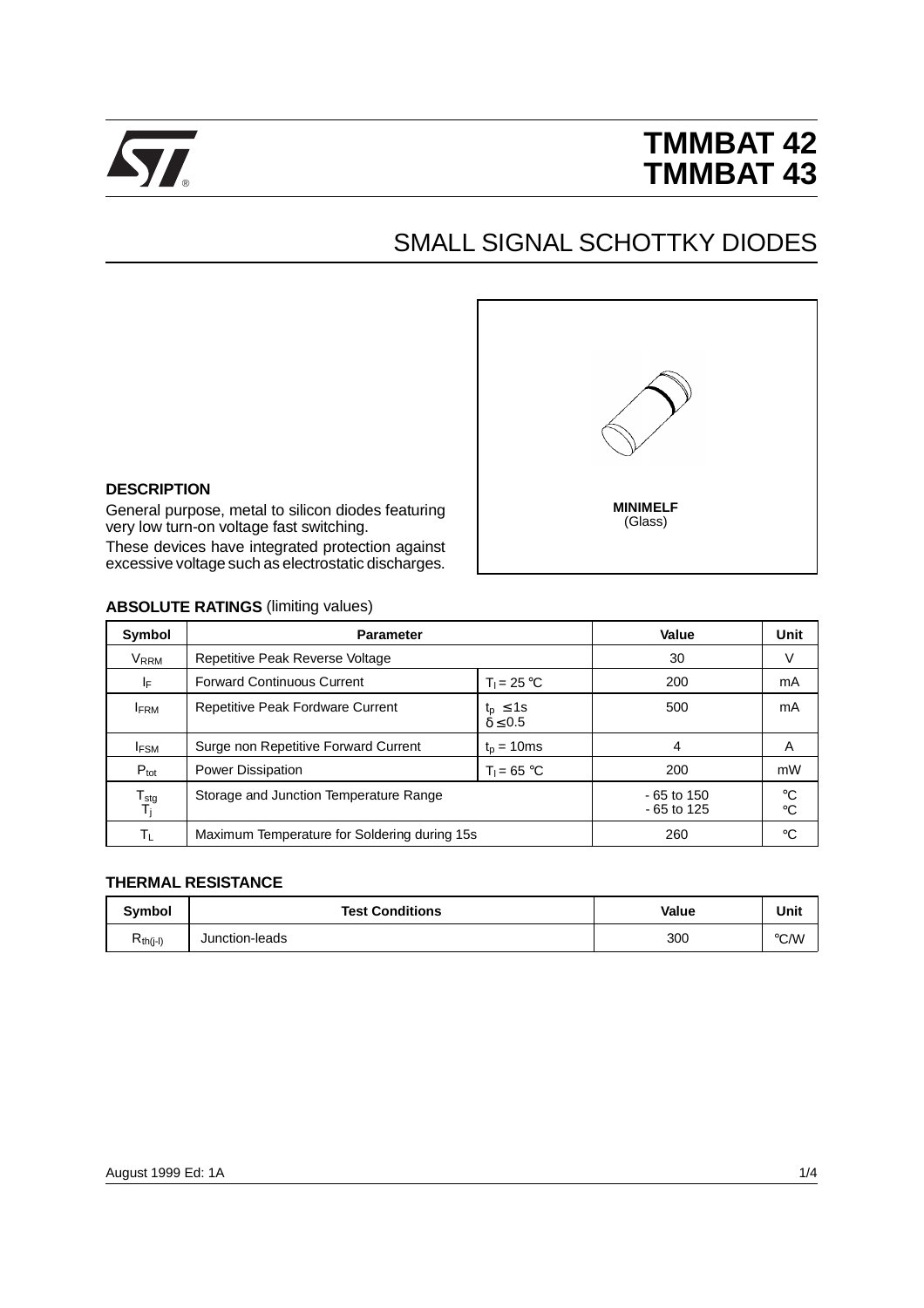# TMMBAT 42
# TMMBAT 43

## SMALL SIGNAL SCHOTTKY DIODES

**MINIMELF**
(Glass)

### DESCRIPTION

General purpose, metal to silicon diodes featuring very low turn-on voltage fast switching.

These devices have integrated protection against excessive voltage such as electrostatic discharges.

### ABSOLUTE RATINGS (limiting values)

| Symbol | Parameter | | Value | Unit |
|---|---|---|---|---|
| $V_{RRM}$ | Repetitive Peak Reverse Voltage | | 30 | V |
| $I_F$ | Forward Continuous Current | $T_l = 25$ °C | 200 | mA |
| $I_{FRM}$ | Repetitive Peak Fordware Current | $t_p \leq 1s$ $\delta \leq 0.5$ | 500 | mA |
| $I_{FSM}$ | Surge non Repetitive Forward Current | $t_p = 10ms$ | 4 | A |
| $P_{tot}$ | Power Dissipation | $T_l = 65$ °C | 200 | mW |
| $T_{stg}$ $T_j$ | Storage and Junction Temperature Range | | - 65 to 150 - 65 to 125 | °C °C |
| $T_L$ | Maximum Temperature for Soldering during 15s | | 260 | °C |

### THERMAL RESISTANCE

| Symbol | Test Conditions | Value | Unit |
|---|---|---|---|
| $R_{th(j-l)}$ | Junction-leads | 300 | °C/W |

August 1999 Ed: 1A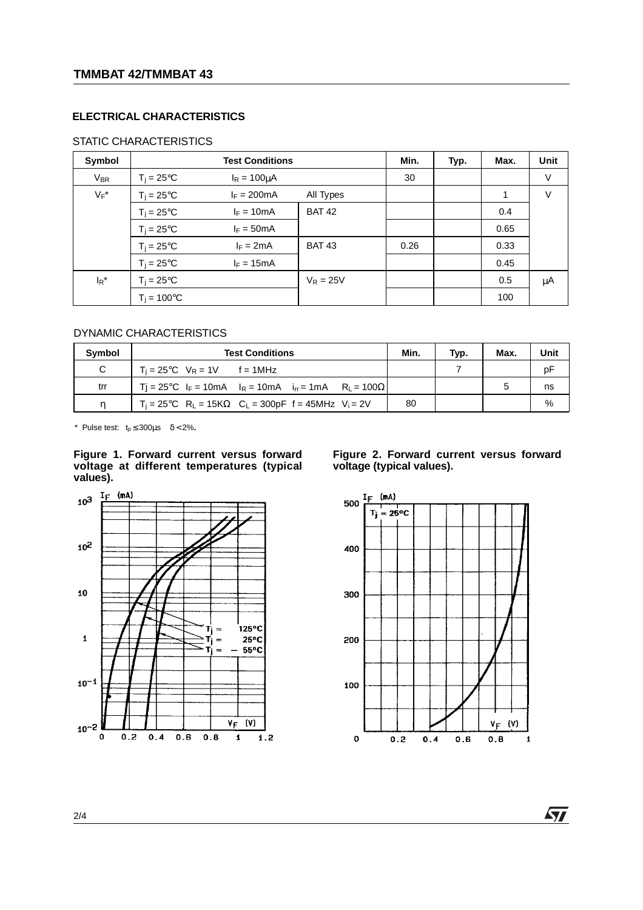## ELECTRICAL CHARACTERISTICS

### STATIC CHARACTERISTICS

| Symbol | Test Conditions | | | Min. | Typ. | Max. | Unit |
|---|---|---|---|---|---|---|---|
| $V_{BR}$ | $T_j = 25°C$ | $I_R = 100\mu A$ | | 30 | | | V |
| $V_F$* | $T_j = 25°C$ | $I_F = 200mA$ | All Types | | | 1 | V |
| | $T_j = 25°C$ | $I_F = 10mA$ | BAT 42 | | | 0.4 | |
| | $T_j = 25°C$ | $I_F = 50mA$ | | | | 0.65 | |
| | $T_j = 25°C$ | $I_F = 2mA$ | BAT 43 | 0.26 | | 0.33 | |
| | $T_j = 25°C$ | $I_F = 15mA$ | | | | 0.45 | |
| $I_R$* | $T_j = 25°C$ | | $V_R = 25V$ | | | 0.5 | µA |
| | $T_j = 100°C$ | | | | | 100 | |

### DYNAMIC CHARACTERISTICS

| Symbol | Test Conditions | Min. | Typ. | Max. | Unit |
|---|---|---|---|---|---|
| C | $T_j = 25°C$ $V_R = 1V$ $f = 1MHz$ | | 7 | | pF |
| trr | $T_j = 25°C$ $I_F = 10mA$ $I_R = 10mA$ $i_{rr} = 1mA$ $R_L = 100\Omega$ | | | 5 | ns |
| η | $T_j = 25°C$ $R_L = 15K\Omega$ $C_L = 300pF$ $f = 45MHz$ $V_i = 2V$ | 80 | | | % |

\* Pulse test: $t_p \leq 300\mu s$ $\delta < 2\%$.

**Figure 1. Forward current versus forward voltage at different temperatures (typical values).**

**Figure 2. Forward current versus forward voltage (typical values).**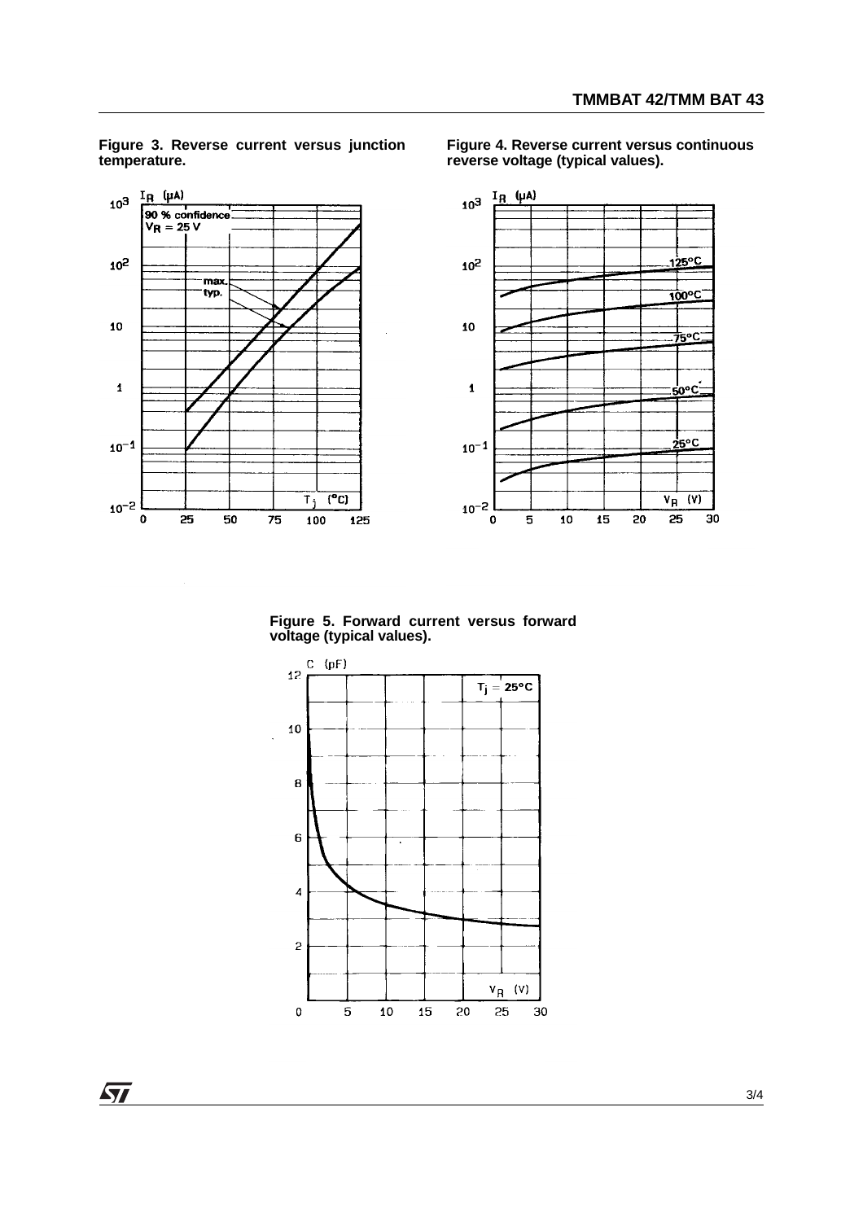**Figure 3. Reverse current versus junction temperature.**

**Figure 4. Reverse current versus continuous reverse voltage (typical values).**

**Figure 5. Forward current versus forward voltage (typical values).**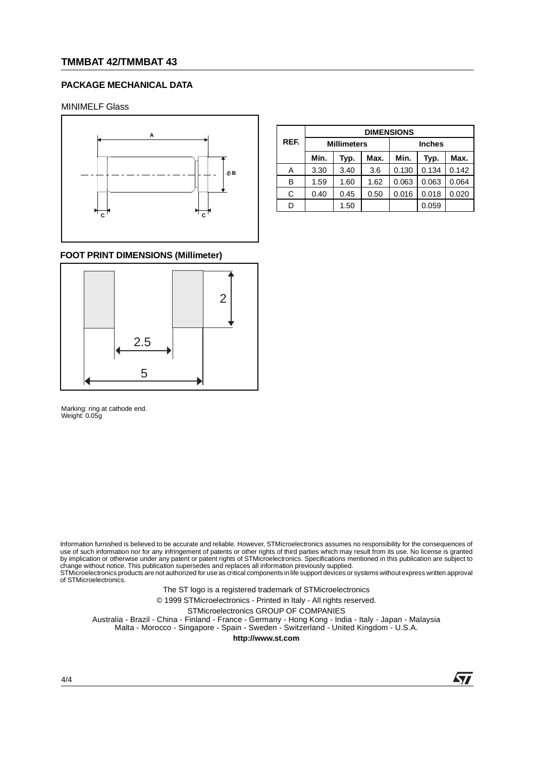## PACKAGE MECHANICAL DATA

MINIMELF Glass

A

ø B

C

C

| REF. | DIMENSIONS | | | | | |
|---|---|---|---|---|---|---|
| | Millimeters | | | Inches | | |
| | Min. | Typ. | Max. | Min. | Typ. | Max. |
| A | 3.30 | 3.40 | 3.6 | 0.130 | 0.134 | 0.142 |
| B | 1.59 | 1.60 | 1.62 | 0.063 | 0.063 | 0.064 |
| C | 0.40 | 0.45 | 0.50 | 0.016 | 0.018 | 0.020 |
| D | | 1.50 | | | 0.059 | |

## FOOT PRINT DIMENSIONS (Millimeter)

2

2.5

5

Marking: ring at cathode end.
Weight: 0.05g

Information furnished is believed to be accurate and reliable. However, STMicroelectronics assumes no responsibility for the consequences of use of such information nor for any infringement of patents or other rights of third parties which may result from its use. No license is granted by implication or otherwise under any patent or patent rights of STMicroelectronics. Specifications mentioned in this publication are subject to change without notice. This publication supersedes and replaces all information previously supplied.
STMicroelectronics products are not authorized for use as critical components in life support devices or systems without express written approval of STMicroelectronics.

The ST logo is a registered trademark of STMicroelectronics

© 1999 STMicroelectronics - Printed in Italy - All rights reserved.

STMicroelectronics GROUP OF COMPANIES

Australia - Brazil - China - Finland - France - Germany - Hong Kong - India - Italy - Japan - Malaysia
Malta - Morocco - Singapore - Spain - Sweden - Switzerland - United Kingdom - U.S.A.

**http://www.st.com**